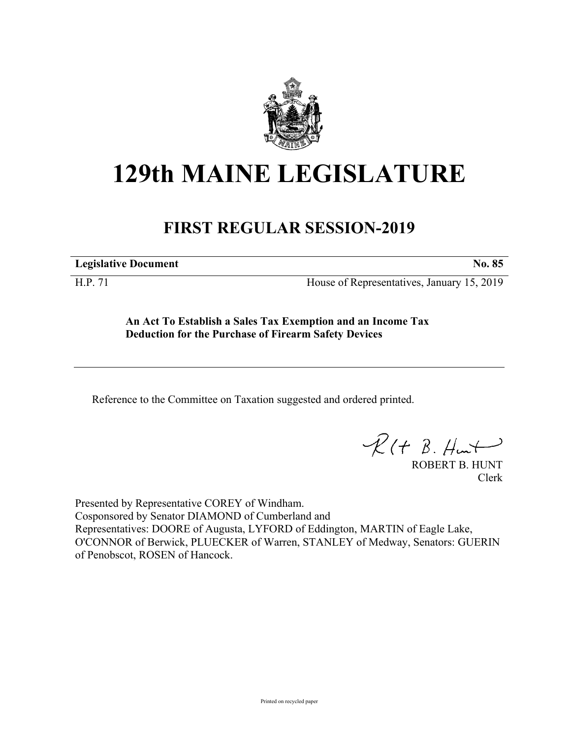# 129th MAINE LEGISLATURE

## FIRST REGULAR SESSION-2019

**Legislative Document** **No. 85**

H.P. 71 House of Representatives, January 15, 2019

**An Act To Establish a Sales Tax Exemption and an Income Tax Deduction for the Purchase of Firearm Safety Devices**

Reference to the Committee on Taxation suggested and ordered printed.

ROBERT B. HUNT
Clerk

Presented by Representative COREY of Windham.
Cosponsored by Senator DIAMOND of Cumberland and
Representatives: DOORE of Augusta, LYFORD of Eddington, MARTIN of Eagle Lake, O'CONNOR of Berwick, PLUECKER of Warren, STANLEY of Medway, Senators: GUERIN of Penobscot, ROSEN of Hancock.

Printed on recycled paper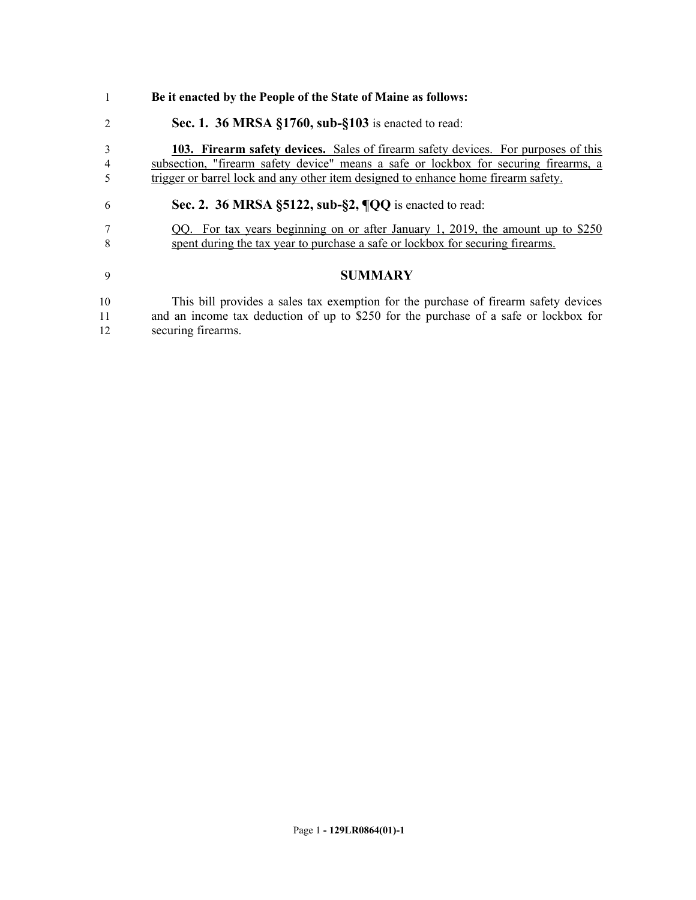**Be it enacted by the People of the State of Maine as follows:**

**Sec. 1. 36 MRSA §1760, sub-§103** is enacted to read:

**103. Firearm safety devices.** Sales of firearm safety devices. For purposes of this subsection, "firearm safety device" means a safe or lockbox for securing firearms, a trigger or barrel lock and any other item designed to enhance home firearm safety.

**Sec. 2. 36 MRSA §5122, sub-§2, ¶QQ** is enacted to read:

QQ. For tax years beginning on or after January 1, 2019, the amount up to $250 spent during the tax year to purchase a safe or lockbox for securing firearms.

## SUMMARY

This bill provides a sales tax exemption for the purchase of firearm safety devices and an income tax deduction of up to $250 for the purchase of a safe or lockbox for securing firearms.